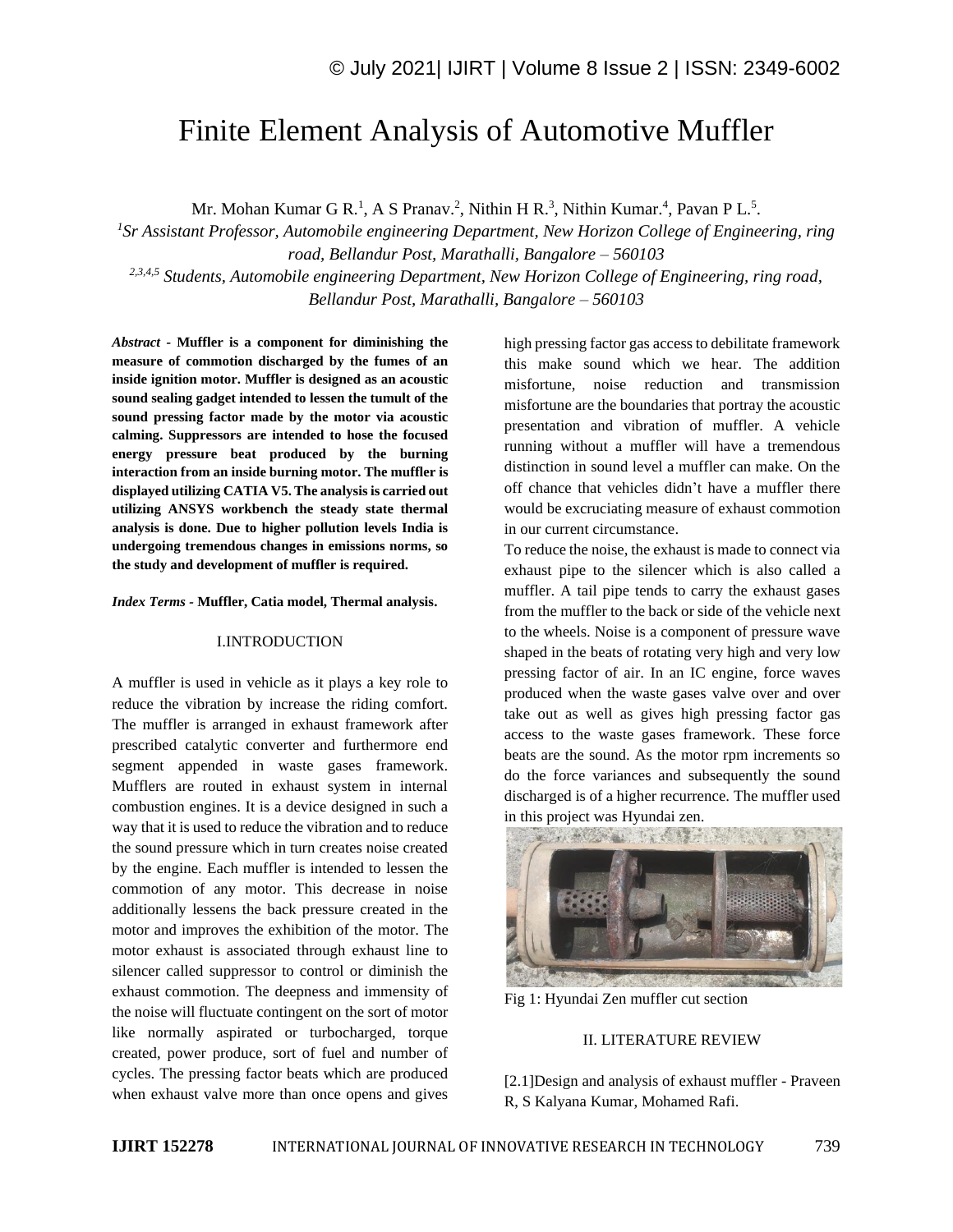# Finite Element Analysis of Automotive Muffler

Mr. Mohan Kumar G R.[1], A S Pranav.[2], Nithin H R.[3], Nithin Kumar.[4], Pavan P L.[5].

[1]*Sr Assistant Professor, Automobile engineering Department, New Horizon College of Engineering, ring road, Bellandur Post, Marathalli, Bangalore – 560103*

[2,3,4,5] *Students, Automobile engineering Department, New Horizon College of Engineering, ring road, Bellandur Post, Marathalli, Bangalore – 560103*

***Abstract* - Muffler is a component for diminishing the measure of commotion discharged by the fumes of an inside ignition motor. Muffler is designed as an acoustic sound sealing gadget intended to lessen the tumult of the sound pressing factor made by the motor via acoustic calming. Suppressors are intended to hose the focused energy pressure beat produced by the burning interaction from an inside burning motor. The muffler is displayed utilizing CATIA V5. The analysis is carried out utilizing ANSYS workbench the steady state thermal analysis is done. Due to higher pollution levels India is undergoing tremendous changes in emissions norms, so the study and development of muffler is required.**

***Index Terms* - Muffler, Catia model, Thermal analysis.**

## I.INTRODUCTION

A muffler is used in vehicle as it plays a key role to reduce the vibration by increase the riding comfort. The muffler is arranged in exhaust framework after prescribed catalytic converter and furthermore end segment appended in waste gases framework. Mufflers are routed in exhaust system in internal combustion engines. It is a device designed in such a way that it is used to reduce the vibration and to reduce the sound pressure which in turn creates noise created by the engine. Each muffler is intended to lessen the commotion of any motor. This decrease in noise additionally lessens the back pressure created in the motor and improves the exhibition of the motor. The motor exhaust is associated through exhaust line to silencer called suppressor to control or diminish the exhaust commotion. The deepness and immensity of the noise will fluctuate contingent on the sort of motor like normally aspirated or turbocharged, torque created, power produce, sort of fuel and number of cycles. The pressing factor beats which are produced when exhaust valve more than once opens and gives high pressing factor gas access to debilitate framework this make sound which we hear. The addition misfortune, noise reduction and transmission misfortune are the boundaries that portray the acoustic presentation and vibration of muffler. A vehicle running without a muffler will have a tremendous distinction in sound level a muffler can make. On the off chance that vehicles didn't have a muffler there would be excruciating measure of exhaust commotion in our current circumstance.

To reduce the noise, the exhaust is made to connect via exhaust pipe to the silencer which is also called a muffler. A tail pipe tends to carry the exhaust gases from the muffler to the back or side of the vehicle next to the wheels. Noise is a component of pressure wave shaped in the beats of rotating very high and very low pressing factor of air. In an IC engine, force waves produced when the waste gases valve over and over take out as well as gives high pressing factor gas access to the waste gases framework. These force beats are the sound. As the motor rpm increments so do the force variances and subsequently the sound discharged is of a higher recurrence. The muffler used in this project was Hyundai zen.

Fig 1: Hyundai Zen muffler cut section

## II. LITERATURE REVIEW

[2.1]Design and analysis of exhaust muffler - Praveen R, S Kalyana Kumar, Mohamed Rafi.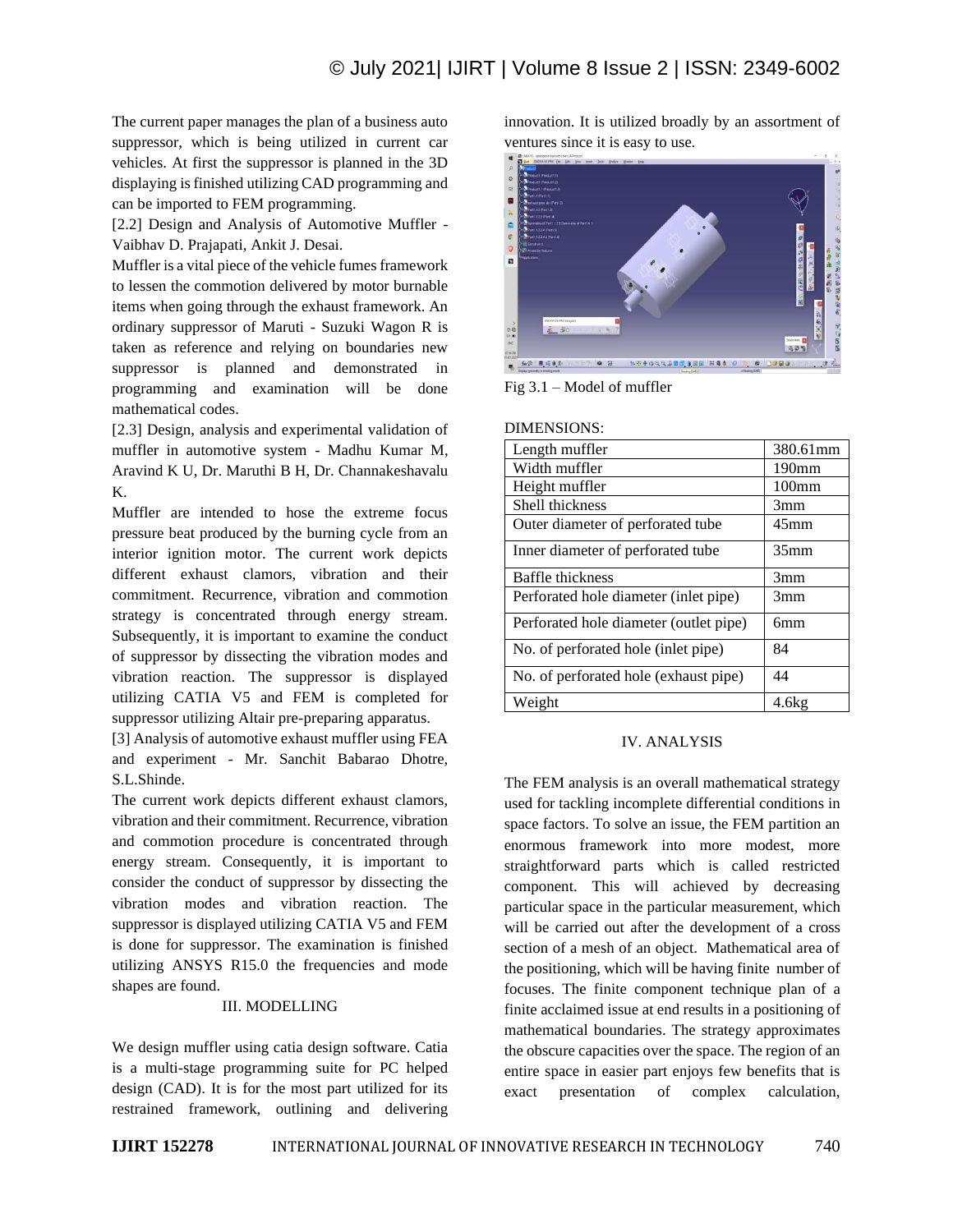The current paper manages the plan of a business auto suppressor, which is being utilized in current car vehicles. At first the suppressor is planned in the 3D displaying is finished utilizing CAD programming and can be imported to FEM programming.

[2.2] Design and Analysis of Automotive Muffler - Vaibhav D. Prajapati, Ankit J. Desai.

Muffler is a vital piece of the vehicle fumes framework to lessen the commotion delivered by motor burnable items when going through the exhaust framework. An ordinary suppressor of Maruti - Suzuki Wagon R is taken as reference and relying on boundaries new suppressor is planned and demonstrated in programming and examination will be done mathematical codes.

[2.3] Design, analysis and experimental validation of muffler in automotive system - Madhu Kumar M, Aravind K U, Dr. Maruthi B H, Dr. Channakeshavalu K.

Muffler are intended to hose the extreme focus pressure beat produced by the burning cycle from an interior ignition motor. The current work depicts different exhaust clamors, vibration and their commitment. Recurrence, vibration and commotion strategy is concentrated through energy stream. Subsequently, it is important to examine the conduct of suppressor by dissecting the vibration modes and vibration reaction. The suppressor is displayed utilizing CATIA V5 and FEM is completed for suppressor utilizing Altair pre-preparing apparatus.

[3] Analysis of automotive exhaust muffler using FEA and experiment - Mr. Sanchit Babarao Dhotre, S.L.Shinde.

The current work depicts different exhaust clamors, vibration and their commitment. Recurrence, vibration and commotion procedure is concentrated through energy stream. Consequently, it is important to consider the conduct of suppressor by dissecting the vibration modes and vibration reaction. The suppressor is displayed utilizing CATIA V5 and FEM is done for suppressor. The examination is finished utilizing ANSYS R15.0 the frequencies and mode shapes are found.

## III. MODELLING

We design muffler using catia design software. Catia is a multi-stage programming suite for PC helped design (CAD). It is for the most part utilized for its restrained framework, outlining and delivering innovation. It is utilized broadly by an assortment of ventures since it is easy to use.

Fig 3.1 – Model of muffler

DIMENSIONS:

| | |
|---|---|
| Length muffler | 380.61mm |
| Width muffler | 190mm |
| Height muffler | 100mm |
| Shell thickness | 3mm |
| Outer diameter of perforated tube | 45mm |
| Inner diameter of perforated tube | 35mm |
| Baffle thickness | 3mm |
| Perforated hole diameter (inlet pipe) | 3mm |
| Perforated hole diameter (outlet pipe) | 6mm |
| No. of perforated hole (inlet pipe) | 84 |
| No. of perforated hole (exhaust pipe) | 44 |
| Weight | 4.6kg |

## IV. ANALYSIS

The FEM analysis is an overall mathematical strategy used for tackling incomplete differential conditions in space factors. To solve an issue, the FEM partition an enormous framework into more modest, more straightforward parts which is called restricted component. This will achieved by decreasing particular space in the particular measurement, which will be carried out after the development of a cross section of a mesh of an object. Mathematical area of the positioning, which will be having finite number of focuses. The finite component technique plan of a finite acclaimed issue at end results in a positioning of mathematical boundaries. The strategy approximates the obscure capacities over the space. The region of an entire space in easier part enjoys few benefits that is exact presentation of complex calculation,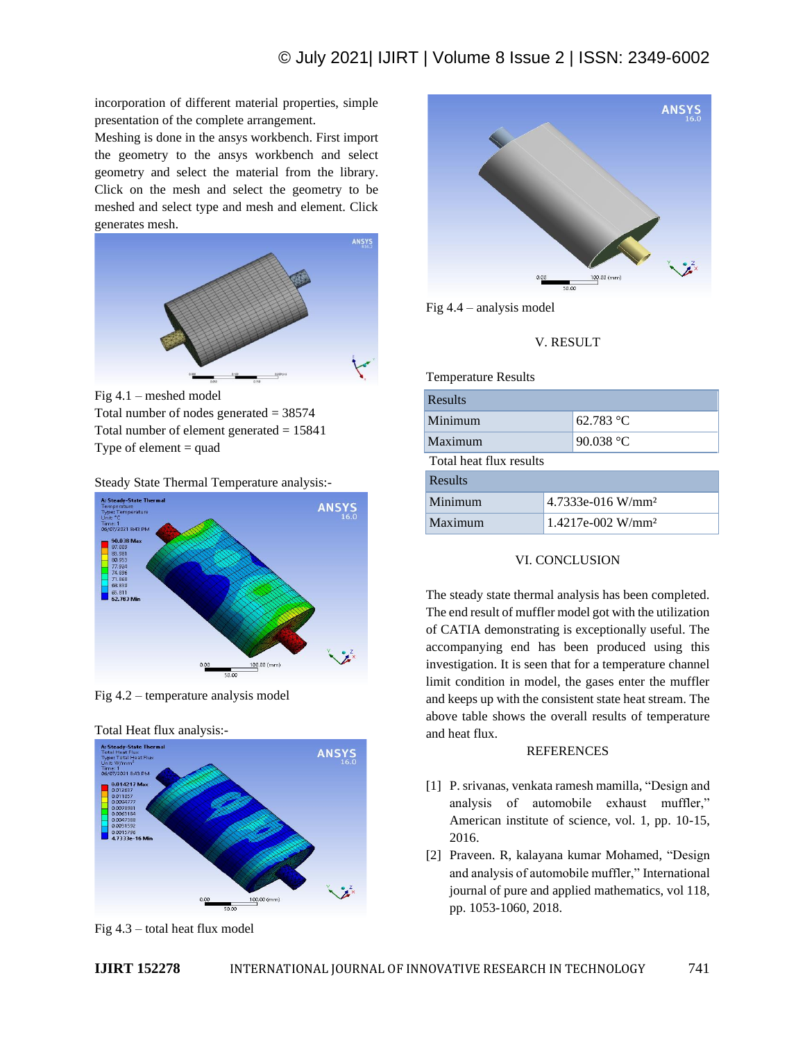incorporation of different material properties, simple presentation of the complete arrangement.

Meshing is done in the ansys workbench. First import the geometry to the ansys workbench and select geometry and select the material from the library. Click on the mesh and select the geometry to be meshed and select type and mesh and element. Click generates mesh.

Fig 4.1 – meshed model

Total number of nodes generated = 38574

Total number of element generated = 15841

Type of element = quad

Steady State Thermal Temperature analysis:-

Fig 4.2 – temperature analysis model

Total Heat flux analysis:-

Fig 4.3 – total heat flux model

Fig 4.4 – analysis model

## V. RESULT

Temperature Results

| Results | |
|---|---|
| Minimum | 62.783 °C |
| Maximum | 90.038 °C |

Total heat flux results

| Results | |
|---|---|
| Minimum | 4.7333e-016 W/mm² |
| Maximum | 1.4217e-002 W/mm² |

## VI. CONCLUSION

The steady state thermal analysis has been completed. The end result of muffler model got with the utilization of CATIA demonstrating is exceptionally useful. The accompanying end has been produced using this investigation. It is seen that for a temperature channel limit condition in model, the gases enter the muffler and keeps up with the consistent state heat stream. The above table shows the overall results of temperature and heat flux.

## REFERENCES

[1] P. srivanas, venkata ramesh mamilla, "Design and analysis of automobile exhaust muffler," American institute of science, vol. 1, pp. 10-15, 2016.

[2] Praveen. R, kalayana kumar Mohamed, "Design and analysis of automobile muffler," International journal of pure and applied mathematics, vol 118, pp. 1053-1060, 2018.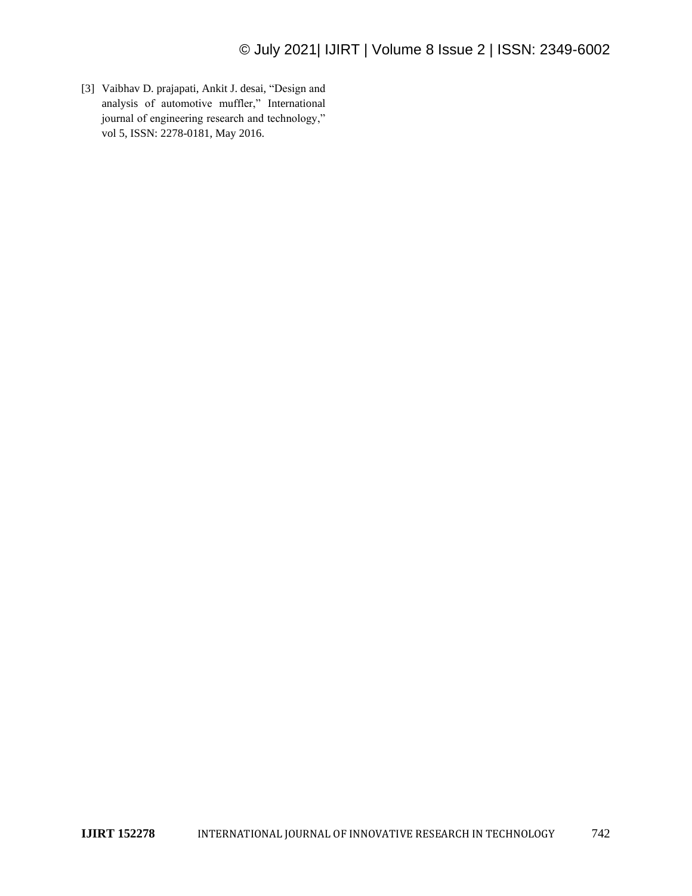[3] Vaibhav D. prajapati, Ankit J. desai, "Design and analysis of automotive muffler," International journal of engineering research and technology," vol 5, ISSN: 2278-0181, May 2016.